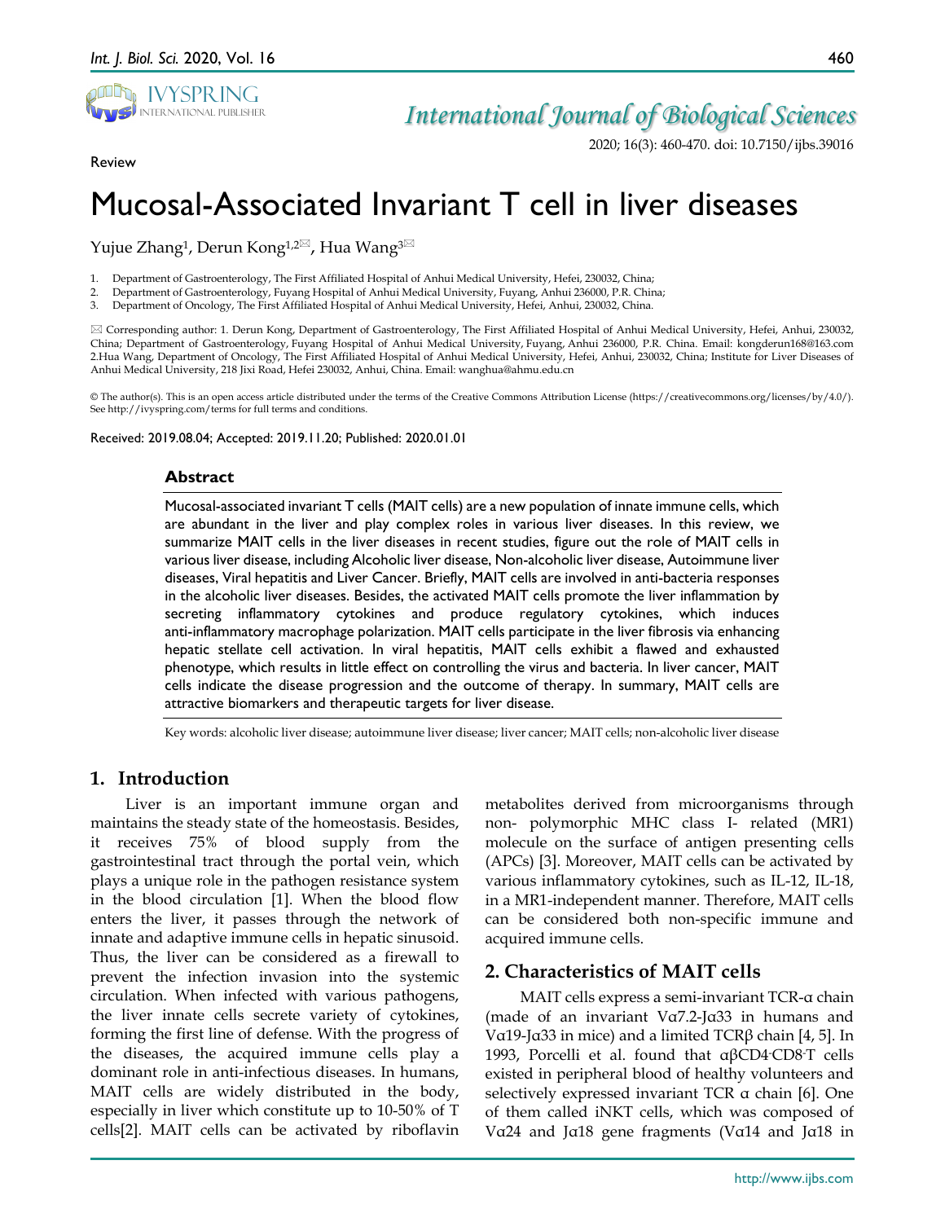Review

# Mucosal-Associated Invariant T cell in liver diseases

Yujue Zhang[1], Derun Kong[1,2]✉, Hua Wang[3]✉

1. Department of Gastroenterology, The First Affiliated Hospital of Anhui Medical University, Hefei, 230032, China;
2. Department of Gastroenterology, Fuyang Hospital of Anhui Medical University, Fuyang, Anhui 236000, P.R. China;
3. Department of Oncology, The First Affiliated Hospital of Anhui Medical University, Hefei, Anhui, 230032, China.

✉ Corresponding author: 1. Derun Kong, Department of Gastroenterology, The First Affiliated Hospital of Anhui Medical University, Hefei, Anhui, 230032, China; Department of Gastroenterology, Fuyang Hospital of Anhui Medical University, Fuyang, Anhui 236000, P.R. China. Email: kongderun168@163.com 2.Hua Wang, Department of Oncology, The First Affiliated Hospital of Anhui Medical University, Hefei, Anhui, 230032, China; Institute for Liver Diseases of Anhui Medical University, 218 Jixi Road, Hefei 230032, Anhui, China. Email: wanghua@ahmu.edu.cn

© The author(s). This is an open access article distributed under the terms of the Creative Commons Attribution License (https://creativecommons.org/licenses/by/4.0/). See http://ivyspring.com/terms for full terms and conditions.

Received: 2019.08.04; Accepted: 2019.11.20; Published: 2020.01.01

## Abstract

Mucosal-associated invariant T cells (MAIT cells) are a new population of innate immune cells, which are abundant in the liver and play complex roles in various liver diseases. In this review, we summarize MAIT cells in the liver diseases in recent studies, figure out the role of MAIT cells in various liver disease, including Alcoholic liver disease, Non-alcoholic liver disease, Autoimmune liver diseases, Viral hepatitis and Liver Cancer. Briefly, MAIT cells are involved in anti-bacteria responses in the alcoholic liver diseases. Besides, the activated MAIT cells promote the liver inflammation by secreting inflammatory cytokines and produce regulatory cytokines, which induces anti-inflammatory macrophage polarization. MAIT cells participate in the liver fibrosis via enhancing hepatic stellate cell activation. In viral hepatitis, MAIT cells exhibit a flawed and exhausted phenotype, which results in little effect on controlling the virus and bacteria. In liver cancer, MAIT cells indicate the disease progression and the outcome of therapy. In summary, MAIT cells are attractive biomarkers and therapeutic targets for liver disease.

Key words: alcoholic liver disease; autoimmune liver disease; liver cancer; MAIT cells; non-alcoholic liver disease

## 1. Introduction

Liver is an important immune organ and maintains the steady state of the homeostasis. Besides, it receives 75% of blood supply from the gastrointestinal tract through the portal vein, which plays a unique role in the pathogen resistance system in the blood circulation [1]. When the blood flow enters the liver, it passes through the network of innate and adaptive immune cells in hepatic sinusoid. Thus, the liver can be considered as a firewall to prevent the infection invasion into the systemic circulation. When infected with various pathogens, the liver innate cells secrete variety of cytokines, forming the first line of defense. With the progress of the diseases, the acquired immune cells play a dominant role in anti-infectious diseases. In humans, MAIT cells are widely distributed in the body, especially in liver which constitute up to 10-50% of T cells[2]. MAIT cells can be activated by riboflavin metabolites derived from microorganisms through non- polymorphic MHC class I- related (MR1) molecule on the surface of antigen presenting cells (APCs) [3]. Moreover, MAIT cells can be activated by various inflammatory cytokines, such as IL-12, IL-18, in a MR1-independent manner. Therefore, MAIT cells can be considered both non-specific immune and acquired immune cells.

## 2. Characteristics of MAIT cells

MAIT cells express a semi-invariant TCR-α chain (made of an invariant Vα7.2-Jα33 in humans and Vα19-Jα33 in mice) and a limited TCRβ chain [4, 5]. In 1993, Porcelli et al. found that αβCD4$^-$CD8$^-$T cells existed in peripheral blood of healthy volunteers and selectively expressed invariant TCR α chain [6]. One of them called iNKT cells, which was composed of Vα24 and Jα18 gene fragments (Vα14 and Jα18 in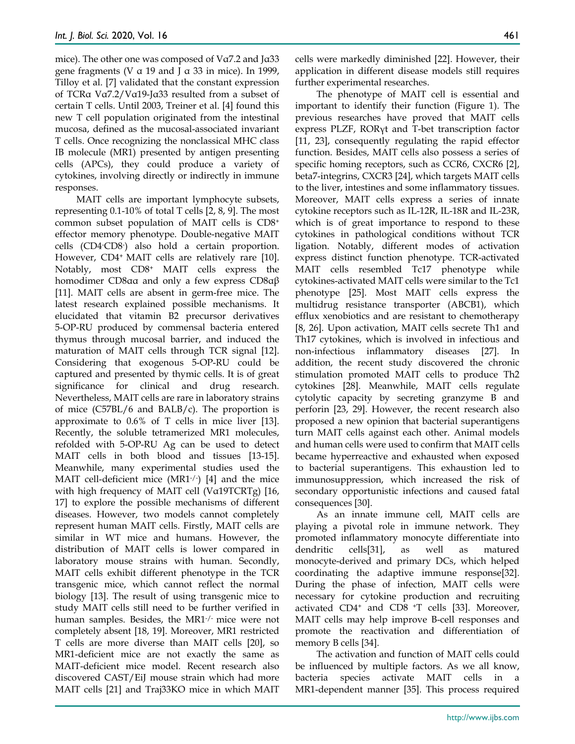mice). The other one was composed of Vα7.2 and Jα33 gene fragments (V α 19 and J α 33 in mice). In 1999, Tilloy et al. [7] validated that the constant expression of TCRα Vα7.2/Vα19-Jα33 resulted from a subset of certain T cells. Until 2003, Treiner et al. [4] found this new T cell population originated from the intestinal mucosa, defined as the mucosal-associated invariant T cells. Once recognizing the nonclassical MHC class IB molecule (MR1) presented by antigen presenting cells (APCs), they could produce a variety of cytokines, involving directly or indirectly in immune responses.

MAIT cells are important lymphocyte subsets, representing 0.1-10% of total T cells [2, 8, 9]. The most common subset population of MAIT cells is $CD8^+$ effector memory phenotype. Double-negative MAIT cells ($CD4^-CD8^-$) also hold a certain proportion. However, $CD4^+$ MAIT cells are relatively rare [10]. Notably, most $CD8^+$ MAIT cells express the homodimer CD8αα and only a few express CD8αβ [11]. MAIT cells are absent in germ-free mice. The latest research explained possible mechanisms. It elucidated that vitamin B2 precursor derivatives 5-OP-RU produced by commensal bacteria entered thymus through mucosal barrier, and induced the maturation of MAIT cells through TCR signal [12]. Considering that exogenous 5-OP-RU could be captured and presented by thymic cells. It is of great significance for clinical and drug research. Nevertheless, MAIT cells are rare in laboratory strains of mice (C57BL/6 and BALB/c). The proportion is approximate to 0.6% of T cells in mice liver [13]. Recently, the soluble tetramerized MR1 molecules, refolded with 5-OP-RU Ag can be used to detect MAIT cells in both blood and tissues [13-15]. Meanwhile, many experimental studies used the MAIT cell-deficient mice ($MR1^{-/-}$) [4] and the mice with high frequency of MAIT cell (Vα19TCRTg) [16, 17] to explore the possible mechanisms of different diseases. However, two models cannot completely represent human MAIT cells. Firstly, MAIT cells are similar in WT mice and humans. However, the distribution of MAIT cells is lower compared in laboratory mouse strains with human. Secondly, MAIT cells exhibit different phenotype in the TCR transgenic mice, which cannot reflect the normal biology [13]. The result of using transgenic mice to study MAIT cells still need to be further verified in human samples. Besides, the $MR1^{-/-}$ mice were not completely absent [18, 19]. Moreover, MR1 restricted T cells are more diverse than MAIT cells [20], so MR1-deficient mice are not exactly the same as MAIT-deficient mice model. Recent research also discovered CAST/EiJ mouse strain which had more MAIT cells [21] and Traj33KO mice in which MAIT cells were markedly diminished [22]. However, their application in different disease models still requires further experimental researches.

The phenotype of MAIT cell is essential and important to identify their function (Figure 1). The previous researches have proved that MAIT cells express PLZF, RORγt and T-bet transcription factor [11, 23], consequently regulating the rapid effector function. Besides, MAIT cells also possess a series of specific homing receptors, such as CCR6, CXCR6 [2], beta7-integrins, CXCR3 [24], which targets MAIT cells to the liver, intestines and some inflammatory tissues. Moreover, MAIT cells express a series of innate cytokine receptors such as IL-12R, IL-18R and IL-23R, which is of great importance to respond to these cytokines in pathological conditions without TCR ligation. Notably, different modes of activation express distinct function phenotype. TCR-activated MAIT cells resembled Tc17 phenotype while cytokines-activated MAIT cells were similar to the Tc1 phenotype [25]. Most MAIT cells express the multidrug resistance transporter (ABCB1), which efflux xenobiotics and are resistant to chemotherapy [8, 26]. Upon activation, MAIT cells secrete Th1 and Th17 cytokines, which is involved in infectious and non-infectious inflammatory diseases [27]. In addition, the recent study discovered the chronic stimulation promoted MAIT cells to produce Th2 cytokines [28]. Meanwhile, MAIT cells regulate cytolytic capacity by secreting granzyme B and perforin [23, 29]. However, the recent research also proposed a new opinion that bacterial superantigens turn MAIT cells against each other. Animal models and human cells were used to confirm that MAIT cells became hyperreactive and exhausted when exposed to bacterial superantigens. This exhaustion led to immunosuppression, which increased the risk of secondary opportunistic infections and caused fatal consequences [30].

As an innate immune cell, MAIT cells are playing a pivotal role in immune network. They promoted inflammatory monocyte differentiate into dendritic cells[31], as well as matured monocyte-derived and primary DCs, which helped coordinating the adaptive immune response[32]. During the phase of infection, MAIT cells were necessary for cytokine production and recruiting activated $CD4^+$ and $CD8^+$ T cells [33]. Moreover, MAIT cells may help improve B-cell responses and promote the reactivation and differentiation of memory B cells [34].

The activation and function of MAIT cells could be influenced by multiple factors. As we all know, bacteria species activate MAIT cells in a MR1-dependent manner [35]. This process required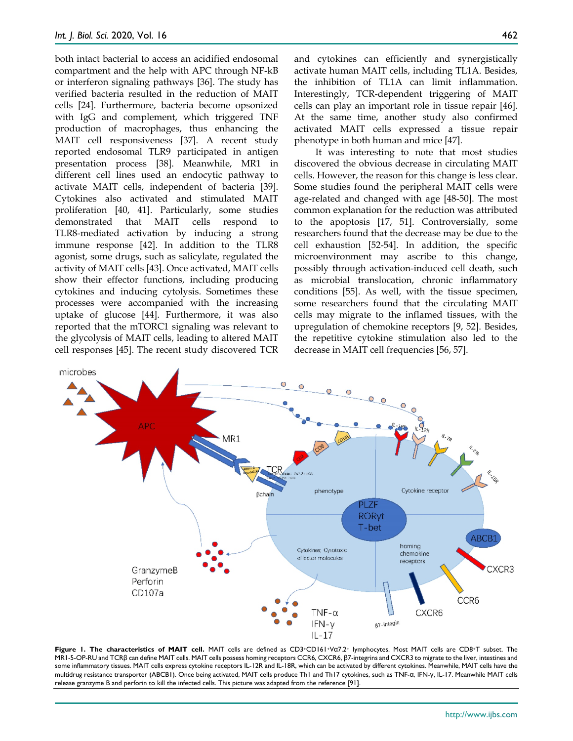both intact bacterial to access an acidified endosomal compartment and the help with APC through NF-kB or interferon signaling pathways [36]. The study has verified bacteria resulted in the reduction of MAIT cells [24]. Furthermore, bacteria become opsonized with IgG and complement, which triggered TNF production of macrophages, thus enhancing the MAIT cell responsiveness [37]. A recent study reported endosomal TLR9 participated in antigen presentation process [38]. Meanwhile, MR1 in different cell lines used an endocytic pathway to activate MAIT cells, independent of bacteria [39]. Cytokines also activated and stimulated MAIT proliferation [40, 41]. Particularly, some studies demonstrated that MAIT cells respond to TLR8-mediated activation by inducing a strong immune response [42]. In addition to the TLR8 agonist, some drugs, such as salicylate, regulated the activity of MAIT cells [43]. Once activated, MAIT cells show their effector functions, including producing cytokines and inducing cytolysis. Sometimes these processes were accompanied with the increasing uptake of glucose [44]. Furthermore, it was also reported that the mTORC1 signaling was relevant to the glycolysis of MAIT cells, leading to altered MAIT cell responses [45]. The recent study discovered TCR and cytokines can efficiently and synergistically activate human MAIT cells, including TL1A. Besides, the inhibition of TL1A can limit inflammation. Interestingly, TCR-dependent triggering of MAIT cells can play an important role in tissue repair [46]. At the same time, another study also confirmed activated MAIT cells expressed a tissue repair phenotype in both human and mice [47].

It was interesting to note that most studies discovered the obvious decrease in circulating MAIT cells. However, the reason for this change is less clear. Some studies found the peripheral MAIT cells were age-related and changed with age [48-50]. The most common explanation for the reduction was attributed to the apoptosis [17, 51]. Controversially, some researchers found that the decrease may be due to the cell exhaustion [52-54]. In addition, the specific microenvironment may ascribe to this change, possibly through activation-induced cell death, such as microbial translocation, chronic inflammatory conditions [55]. As well, with the tissue specimen, some researchers found that the circulating MAIT cells may migrate to the inflamed tissues, with the upregulation of chemokine receptors [9, 52]. Besides, the repetitive cytokine stimulation also led to the decrease in MAIT cell frequencies [56, 57].

**Figure 1. The characteristics of MAIT cell.** MAIT cells are defined as CD3+CD161+Vα7.2+ lymphocytes. Most MAIT cells are CD8+T subset. The MR1-5-OP-RU and TCRβ can define MAIT cells. MAIT cells possess homing receptors CCR6, CXCR6, β7-integrins and CXCR3 to migrate to the liver, intestines and some inflammatory tissues. MAIT cells express cytokine receptors IL-12R and IL-18R, which can be activated by different cytokines. Meanwhile, MAIT cells have the multidrug resistance transporter (ABCB1). Once being activated, MAIT cells produce Th1 and Th17 cytokines, such as TNF-α, IFN-γ, IL-17. Meanwhile MAIT cells release granzyme B and perforin to kill the infected cells. This picture was adapted from the reference [91].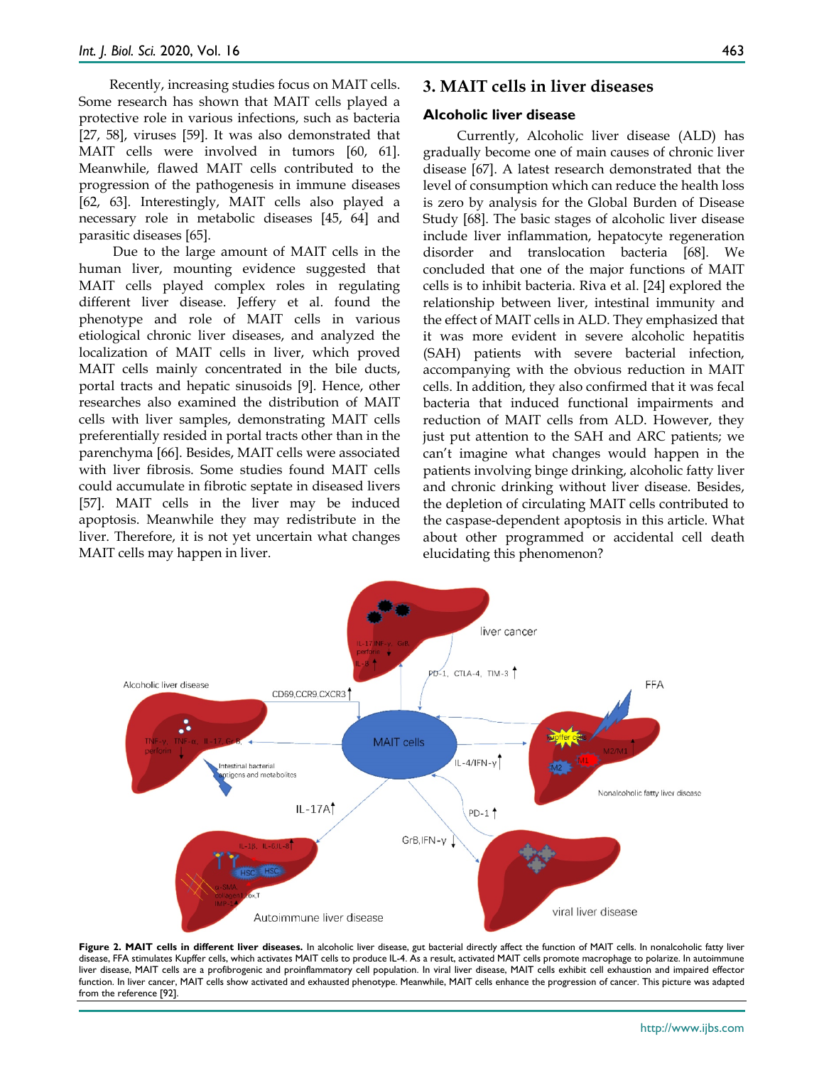Recently, increasing studies focus on MAIT cells. Some research has shown that MAIT cells played a protective role in various infections, such as bacteria [27, 58], viruses [59]. It was also demonstrated that MAIT cells were involved in tumors [60, 61]. Meanwhile, flawed MAIT cells contributed to the progression of the pathogenesis in immune diseases [62, 63]. Interestingly, MAIT cells also played a necessary role in metabolic diseases [45, 64] and parasitic diseases [65].

Due to the large amount of MAIT cells in the human liver, mounting evidence suggested that MAIT cells played complex roles in regulating different liver disease. Jeffery et al. found the phenotype and role of MAIT cells in various etiological chronic liver diseases, and analyzed the localization of MAIT cells in liver, which proved MAIT cells mainly concentrated in the bile ducts, portal tracts and hepatic sinusoids [9]. Hence, other researches also examined the distribution of MAIT cells with liver samples, demonstrating MAIT cells preferentially resided in portal tracts other than in the parenchyma [66]. Besides, MAIT cells were associated with liver fibrosis. Some studies found MAIT cells could accumulate in fibrotic septate in diseased livers [57]. MAIT cells in the liver may be induced apoptosis. Meanwhile they may redistribute in the liver. Therefore, it is not yet uncertain what changes MAIT cells may happen in liver.

## 3. MAIT cells in liver diseases

### Alcoholic liver disease

Currently, Alcoholic liver disease (ALD) has gradually become one of main causes of chronic liver disease [67]. A latest research demonstrated that the level of consumption which can reduce the health loss is zero by analysis for the Global Burden of Disease Study [68]. The basic stages of alcoholic liver disease include liver inflammation, hepatocyte regeneration disorder and translocation bacteria [68]. We concluded that one of the major functions of MAIT cells is to inhibit bacteria. Riva et al. [24] explored the relationship between liver, intestinal immunity and the effect of MAIT cells in ALD. They emphasized that it was more evident in severe alcoholic hepatitis (SAH) patients with severe bacterial infection, accompanying with the obvious reduction in MAIT cells. In addition, they also confirmed that it was fecal bacteria that induced functional impairments and reduction of MAIT cells from ALD. However, they just put attention to the SAH and ARC patients; we can't imagine what changes would happen in the patients involving binge drinking, alcoholic fatty liver and chronic drinking without liver disease. Besides, the depletion of circulating MAIT cells contributed to the caspase-dependent apoptosis in this article. What about other programmed or accidental cell death elucidating this phenomenon?

**Figure 2. MAIT cells in different liver diseases.** In alcoholic liver disease, gut bacterial directly affect the function of MAIT cells. In nonalcoholic fatty liver disease, FFA stimulates Kupffer cells, which activates MAIT cells to produce IL-4. As a result, activated MAIT cells promote macrophage to polarize. In autoimmune liver disease, MAIT cells are a profibrogenic and proinflammatory cell population. In viral liver disease, MAIT cells exhibit cell exhaustion and impaired effector function. In liver cancer, MAIT cells show activated and exhausted phenotype. Meanwhile, MAIT cells enhance the progression of cancer. This picture was adapted from the reference [92].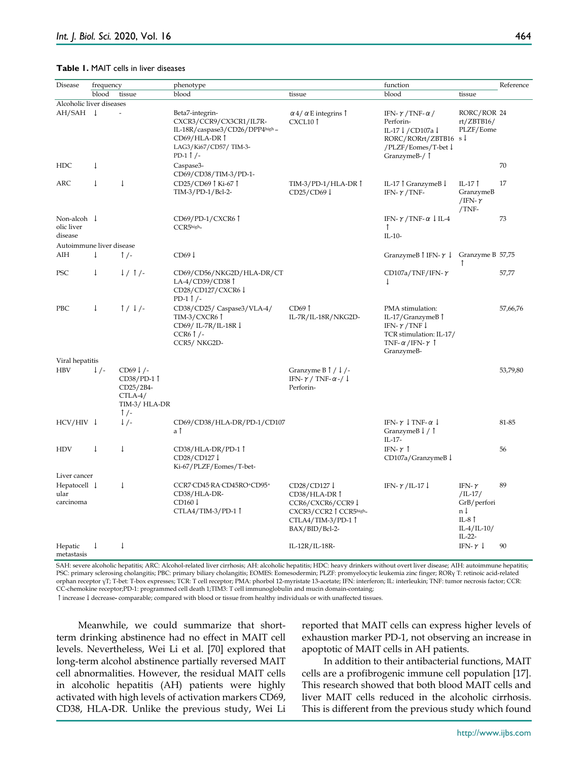**Table 1.** MAIT cells in liver diseases

| Disease | frequency | | phenotype | | function | | Reference |
|---|---|---|---|---|---|---|---|
| | blood | tissue | blood | tissue | blood | tissue | |
| Alcoholic liver diseases | | | | | | | |
| AH/SAH | ↓ | - | Beta7-integrin-<br>CXCR3/CCR9/CX3CR1/IL7R-<br>IL-18R/caspase3/CD26/DPP4high -<br>CD69/HLA-DR ↑<br>LAG3/Ki67/CD57/ TIM-3-<br>PD-1 ↑ /- | α4/ αE integrins ↑<br>CXCL10 ↑ | IFN-γ /TNF-α /<br>Perforin-<br>IL-17 ↓ /CD107a ↓<br>RORC/RORγt/ZBTB16<br>/PLZF/Eomes/T-bet ↓<br>GranzymeB-/ ↑ | RORC/RORγt/ZBTB16/<br>PLZF/Eomes ↓ | 24 |
| HDC | ↓ | | Caspase3-<br>CD69/CD38/TIM-3/PD-1- | | | | 70 |
| ARC | ↓ | ↓ | CD25/CD69 ↑ Ki-67 ↑<br>TIM-3/PD-1/Bcl-2- | TIM-3/PD-1/HLA-DR ↑<br>CD25/CD69 ↓ | IL-17 ↑ GranzymeB ↓<br>IFN-γ /TNF- | IL-17 ↑<br>GranzymeB<br>/IFN-γ<br>/TNF- | 17 |
| Non-alcoholic liver disease | ↓ | | CD69/PD-1/CXCR6 ↑<br>CCR5high- | | IFN-γ /TNF-α ↓ IL-4 ↑<br>IL-10- | | 73 |
| Autoimmune liver disease | | | | | | | |
| AIH | ↓ | ↑ /- | CD69 ↓ | | GranzymeB ↑ IFN-γ ↓ | Granzyme B ↑ | 57,75 |
| PSC | ↓ | ↓ / ↑ /- | CD69/CD56/NKG2D/HLA-DR/CTLA-4/CD39/CD38 ↑<br>CD28/CD127/CXCR6 ↓<br>PD-1 ↑ /- | | CD107a/TNF/IFN-γ ↓ | | 57,77 |
| PBC | ↓ | ↑ / ↓ /- | CD38/CD25/ Caspase3/VLA-4/<br>TIM-3/CXCR6 ↑<br>CD69/ IL-7R/IL-18R ↓<br>CCR6 ↑ /-<br>CCR5/ NKG2D- | CD69 ↑<br>IL-7R/IL-18R/NKG2D- | PMA stimulation:<br>IL-17/GranzymeB ↑<br>IFN-γ /TNF ↓<br>TCR stimulation: IL-17/<br>TNF-α /IFN-γ ↑<br>GranzymeB- | | 57,66,76 |
| Viral hepatitis | | | | | | | |
| HBV | ↓ /- | CD69 ↓ /-<br>CD38/PD-1 ↑<br>CD25/2B4-<br>CTLA-4/<br>TIM-3/ HLA-DR<br>↑ /- | | Granzyme B ↑ / ↓ /-<br>IFN-γ / TNF-α -/ ↓<br>Perforin- | | | 53,79,80 |
| HCV/HIV | ↓ | ↓ /- | CD69/CD38/HLA-DR/PD-1/CD107a ↑ | | IFN-γ ↓ TNF-α ↓<br>GranzymeB ↓ / ↑<br>IL-17- | | 81-85 |
| HDV | ↓ | ↓ | CD38/HLA-DR/PD-1 ↑<br>CD28/CD127 ↓<br>Ki-67/PLZF/Eomes/T-bet- | | IFN-γ ↑<br>CD107a/GranzymeB ↓ | | 56 |
| Liver cancer | | | | | | | |
| Hepatocellular carcinoma | ↓ | ↓ | CCR7-CD45-RA-CD45RO+CD95+<br>CD38/HLA-DR-<br>CD160 ↓<br>CTLA4/TIM-3/PD-1 ↑ | CD28/CD127 ↓<br>CD38/HLA-DR ↑<br>CCR6/CXCR6/CCR9 ↓<br>CXCR3/CCR2 ↑ CCR5high-<br>CTLA4/TIM-3/PD-1 ↑<br>BAX/BID/Bcl-2- | IFN-γ /IL-17 ↓ | IFN-γ<br>/IL-17/<br>GrB/perforin ↓<br>IL-8 ↑<br>IL-4/IL-10/<br>IL-22- | 89 |
| Hepatic metastasis | ↓ | ↓ | | IL-12R/IL-18R- | | IFN-γ ↓ | 90 |

SAH: severe alcoholic hepatitis; ARC: Alcohol-related liver cirrhosis; AH: alcoholic hepatitis; HDC: heavy drinkers without overt liver disease; AIH: autoimmune hepatitis; PSC: primary sclerosing cholangitis; PBC: primary biliary cholangitis; EOMES: Eomesodermin; PLZF: promyelocytic leukemia zinc finger; RORγT: retinoic acid-related orphan receptor γT; T-bet: T-box expresses; TCR: T cell receptor; PMA: phorbol 12-myristate 13-acetate; IFN: interferon; IL: interleukin; TNF: tumor necrosis factor; CCR: CC-chemokine receptor;PD-1: programmed cell death 1;TIM3: T cell immunoglobulin and mucin domain-containg;

↑ increase ↓ decrease- comparable; compared with blood or tissue from healthy individuals or with unaffected tissues.

Meanwhile, we could summarize that short-term drinking abstinence had no effect in MAIT cell levels. Nevertheless, Wei Li et al. [70] explored that long-term alcohol abstinence partially reversed MAIT cell abnormalities. However, the residual MAIT cells in alcoholic hepatitis (AH) patients were highly activated with high levels of activation markers CD69, CD38, HLA-DR. Unlike the previous study, Wei Li reported that MAIT cells can express higher levels of exhaustion marker PD-1, not observing an increase in apoptotic of MAIT cells in AH patients.

In addition to their antibacterial functions, MAIT cells are a profibrogenic immune cell population [17]. This research showed that both blood MAIT cells and liver MAIT cells reduced in the alcoholic cirrhosis. This is different from the previous study which found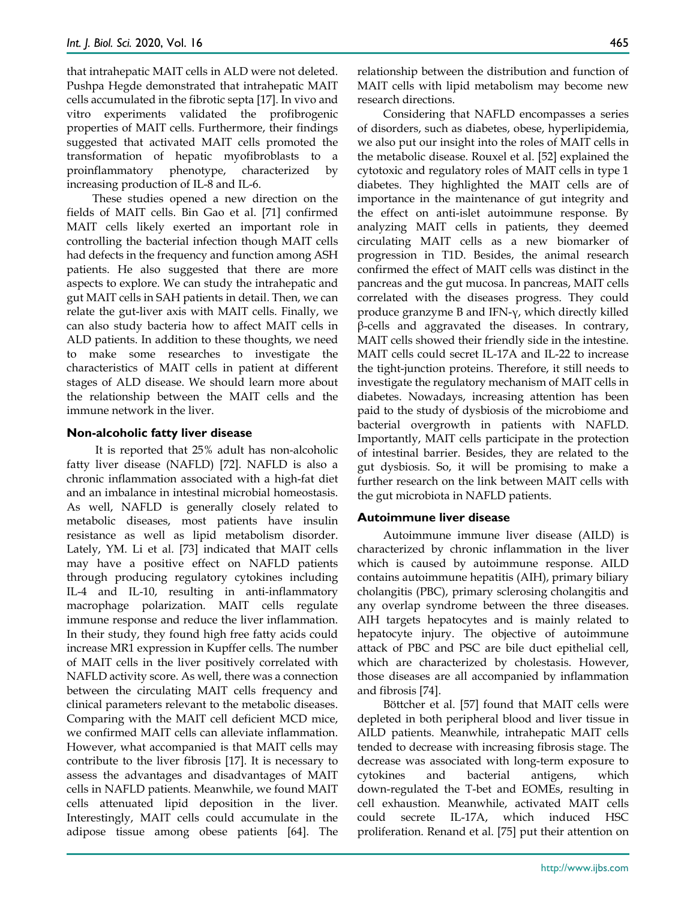that intrahepatic MAIT cells in ALD were not deleted. Pushpa Hegde demonstrated that intrahepatic MAIT cells accumulated in the fibrotic septa [17]. In vivo and vitro experiments validated the profibrogenic properties of MAIT cells. Furthermore, their findings suggested that activated MAIT cells promoted the transformation of hepatic myofibroblasts to a proinflammatory phenotype, characterized by increasing production of IL-8 and IL-6.

These studies opened a new direction on the fields of MAIT cells. Bin Gao et al. [71] confirmed MAIT cells likely exerted an important role in controlling the bacterial infection though MAIT cells had defects in the frequency and function among ASH patients. He also suggested that there are more aspects to explore. We can study the intrahepatic and gut MAIT cells in SAH patients in detail. Then, we can relate the gut-liver axis with MAIT cells. Finally, we can also study bacteria how to affect MAIT cells in ALD patients. In addition to these thoughts, we need to make some researches to investigate the characteristics of MAIT cells in patient at different stages of ALD disease. We should learn more about the relationship between the MAIT cells and the immune network in the liver.

### Non-alcoholic fatty liver disease

It is reported that 25% adult has non-alcoholic fatty liver disease (NAFLD) [72]. NAFLD is also a chronic inflammation associated with a high-fat diet and an imbalance in intestinal microbial homeostasis. As well, NAFLD is generally closely related to metabolic diseases, most patients have insulin resistance as well as lipid metabolism disorder. Lately, YM. Li et al. [73] indicated that MAIT cells may have a positive effect on NAFLD patients through producing regulatory cytokines including IL-4 and IL-10, resulting in anti-inflammatory macrophage polarization. MAIT cells regulate immune response and reduce the liver inflammation. In their study, they found high free fatty acids could increase MR1 expression in Kupffer cells. The number of MAIT cells in the liver positively correlated with NAFLD activity score. As well, there was a connection between the circulating MAIT cells frequency and clinical parameters relevant to the metabolic diseases. Comparing with the MAIT cell deficient MCD mice, we confirmed MAIT cells can alleviate inflammation. However, what accompanied is that MAIT cells may contribute to the liver fibrosis [17]. It is necessary to assess the advantages and disadvantages of MAIT cells in NAFLD patients. Meanwhile, we found MAIT cells attenuated lipid deposition in the liver. Interestingly, MAIT cells could accumulate in the adipose tissue among obese patients [64]. The relationship between the distribution and function of MAIT cells with lipid metabolism may become new research directions.

Considering that NAFLD encompasses a series of disorders, such as diabetes, obese, hyperlipidemia, we also put our insight into the roles of MAIT cells in the metabolic disease. Rouxel et al. [52] explained the cytotoxic and regulatory roles of MAIT cells in type 1 diabetes. They highlighted the MAIT cells are of importance in the maintenance of gut integrity and the effect on anti-islet autoimmune response. By analyzing MAIT cells in patients, they deemed circulating MAIT cells as a new biomarker of progression in T1D. Besides, the animal research confirmed the effect of MAIT cells was distinct in the pancreas and the gut mucosa. In pancreas, MAIT cells correlated with the diseases progress. They could produce granzyme B and IFN-γ, which directly killed β-cells and aggravated the diseases. In contrary, MAIT cells showed their friendly side in the intestine. MAIT cells could secret IL-17A and IL-22 to increase the tight-junction proteins. Therefore, it still needs to investigate the regulatory mechanism of MAIT cells in diabetes. Nowadays, increasing attention has been paid to the study of dysbiosis of the microbiome and bacterial overgrowth in patients with NAFLD. Importantly, MAIT cells participate in the protection of intestinal barrier. Besides, they are related to the gut dysbiosis. So, it will be promising to make a further research on the link between MAIT cells with the gut microbiota in NAFLD patients.

### Autoimmune liver disease

Autoimmune immune liver disease (AILD) is characterized by chronic inflammation in the liver which is caused by autoimmune response. AILD contains autoimmune hepatitis (AIH), primary biliary cholangitis (PBC), primary sclerosing cholangitis and any overlap syndrome between the three diseases. AIH targets hepatocytes and is mainly related to hepatocyte injury. The objective of autoimmune attack of PBC and PSC are bile duct epithelial cell, which are characterized by cholestasis. However, those diseases are all accompanied by inflammation and fibrosis [74].

Böttcher et al. [57] found that MAIT cells were depleted in both peripheral blood and liver tissue in AILD patients. Meanwhile, intrahepatic MAIT cells tended to decrease with increasing fibrosis stage. The decrease was associated with long-term exposure to cytokines and bacterial antigens, which down-regulated the T-bet and EOMEs, resulting in cell exhaustion. Meanwhile, activated MAIT cells could secrete IL-17A, which induced HSC proliferation. Renand et al. [75] put their attention on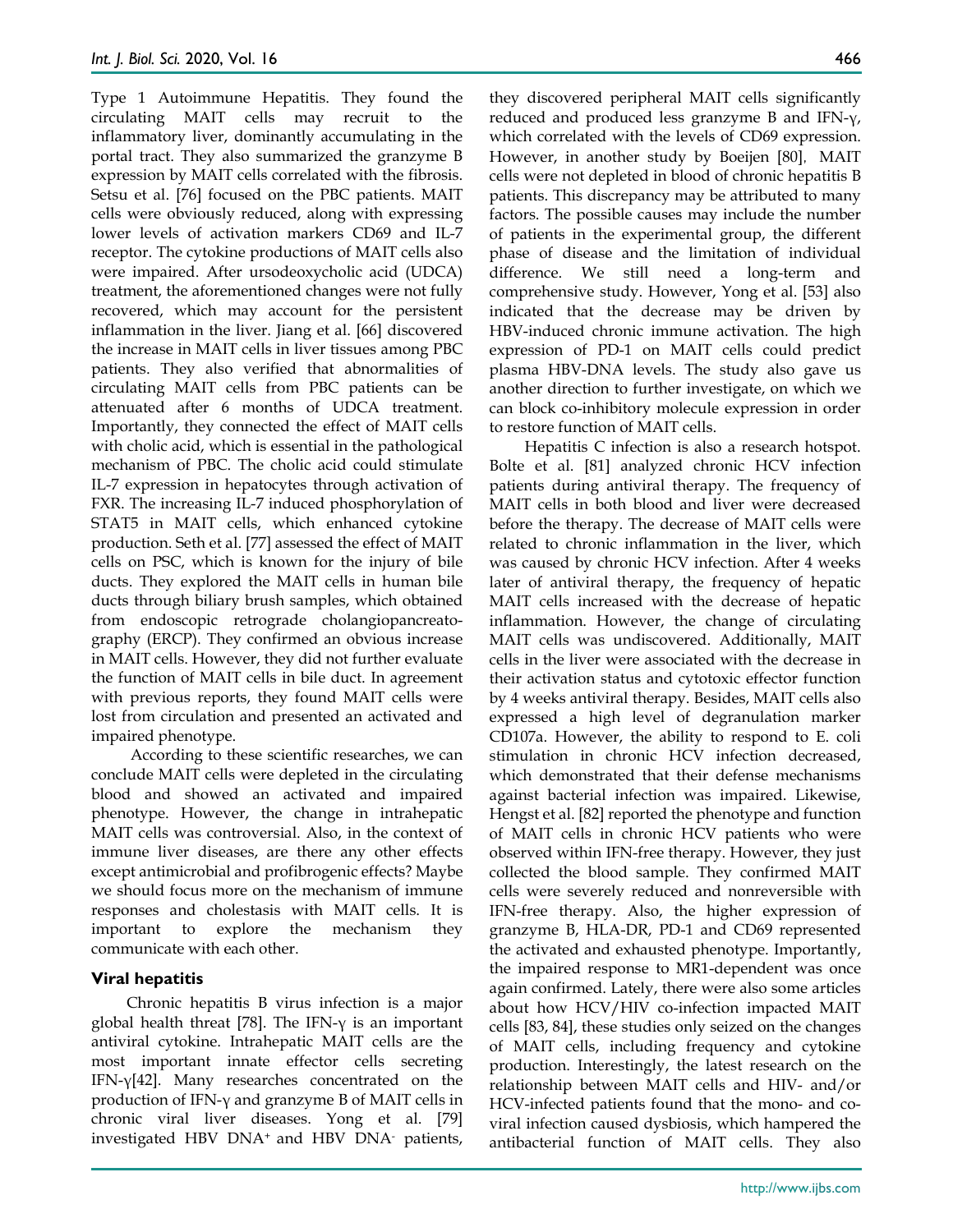Type 1 Autoimmune Hepatitis. They found the circulating MAIT cells may recruit to the inflammatory liver, dominantly accumulating in the portal tract. They also summarized the granzyme B expression by MAIT cells correlated with the fibrosis. Setsu et al. [76] focused on the PBC patients. MAIT cells were obviously reduced, along with expressing lower levels of activation markers CD69 and IL-7 receptor. The cytokine productions of MAIT cells also were impaired. After ursodeoxycholic acid (UDCA) treatment, the aforementioned changes were not fully recovered, which may account for the persistent inflammation in the liver. Jiang et al. [66] discovered the increase in MAIT cells in liver tissues among PBC patients. They also verified that abnormalities of circulating MAIT cells from PBC patients can be attenuated after 6 months of UDCA treatment. Importantly, they connected the effect of MAIT cells with cholic acid, which is essential in the pathological mechanism of PBC. The cholic acid could stimulate IL-7 expression in hepatocytes through activation of FXR. The increasing IL-7 induced phosphorylation of STAT5 in MAIT cells, which enhanced cytokine production. Seth et al. [77] assessed the effect of MAIT cells on PSC, which is known for the injury of bile ducts. They explored the MAIT cells in human bile ducts through biliary brush samples, which obtained from endoscopic retrograde cholangiopancreatography (ERCP). They confirmed an obvious increase in MAIT cells. However, they did not further evaluate the function of MAIT cells in bile duct. In agreement with previous reports, they found MAIT cells were lost from circulation and presented an activated and impaired phenotype.

According to these scientific researches, we can conclude MAIT cells were depleted in the circulating blood and showed an activated and impaired phenotype. However, the change in intrahepatic MAIT cells was controversial. Also, in the context of immune liver diseases, are there any other effects except antimicrobial and profibrogenic effects? Maybe we should focus more on the mechanism of immune responses and cholestasis with MAIT cells. It is important to explore the mechanism they communicate with each other.

### Viral hepatitis

Chronic hepatitis B virus infection is a major global health threat [78]. The IFN-γ is an important antiviral cytokine. Intrahepatic MAIT cells are the most important innate effector cells secreting IFN-γ[42]. Many researches concentrated on the production of IFN-γ and granzyme B of MAIT cells in chronic viral liver diseases. Yong et al. [79] investigated HBV DNA$^+$ and HBV DNA$^-$ patients, they discovered peripheral MAIT cells significantly reduced and produced less granzyme B and IFN-γ, which correlated with the levels of CD69 expression. However, in another study by Boeijen [80], MAIT cells were not depleted in blood of chronic hepatitis B patients. This discrepancy may be attributed to many factors. The possible causes may include the number of patients in the experimental group, the different phase of disease and the limitation of individual difference. We still need a long-term and comprehensive study. However, Yong et al. [53] also indicated that the decrease may be driven by HBV-induced chronic immune activation. The high expression of PD-1 on MAIT cells could predict plasma HBV-DNA levels. The study also gave us another direction to further investigate, on which we can block co-inhibitory molecule expression in order to restore function of MAIT cells.

Hepatitis C infection is also a research hotspot. Bolte et al. [81] analyzed chronic HCV infection patients during antiviral therapy. The frequency of MAIT cells in both blood and liver were decreased before the therapy. The decrease of MAIT cells were related to chronic inflammation in the liver, which was caused by chronic HCV infection. After 4 weeks later of antiviral therapy, the frequency of hepatic MAIT cells increased with the decrease of hepatic inflammation. However, the change of circulating MAIT cells was undiscovered. Additionally, MAIT cells in the liver were associated with the decrease in their activation status and cytotoxic effector function by 4 weeks antiviral therapy. Besides, MAIT cells also expressed a high level of degranulation marker CD107a. However, the ability to respond to E. coli stimulation in chronic HCV infection decreased, which demonstrated that their defense mechanisms against bacterial infection was impaired. Likewise, Hengst et al. [82] reported the phenotype and function of MAIT cells in chronic HCV patients who were observed within IFN-free therapy. However, they just collected the blood sample. They confirmed MAIT cells were severely reduced and nonreversible with IFN-free therapy. Also, the higher expression of granzyme B, HLA-DR, PD-1 and CD69 represented the activated and exhausted phenotype. Importantly, the impaired response to MR1-dependent was once again confirmed. Lately, there were also some articles about how HCV/HIV co-infection impacted MAIT cells [83, 84], these studies only seized on the changes of MAIT cells, including frequency and cytokine production. Interestingly, the latest research on the relationship between MAIT cells and HIV- and/or HCV-infected patients found that the mono- and co-viral infection caused dysbiosis, which hampered the antibacterial function of MAIT cells. They also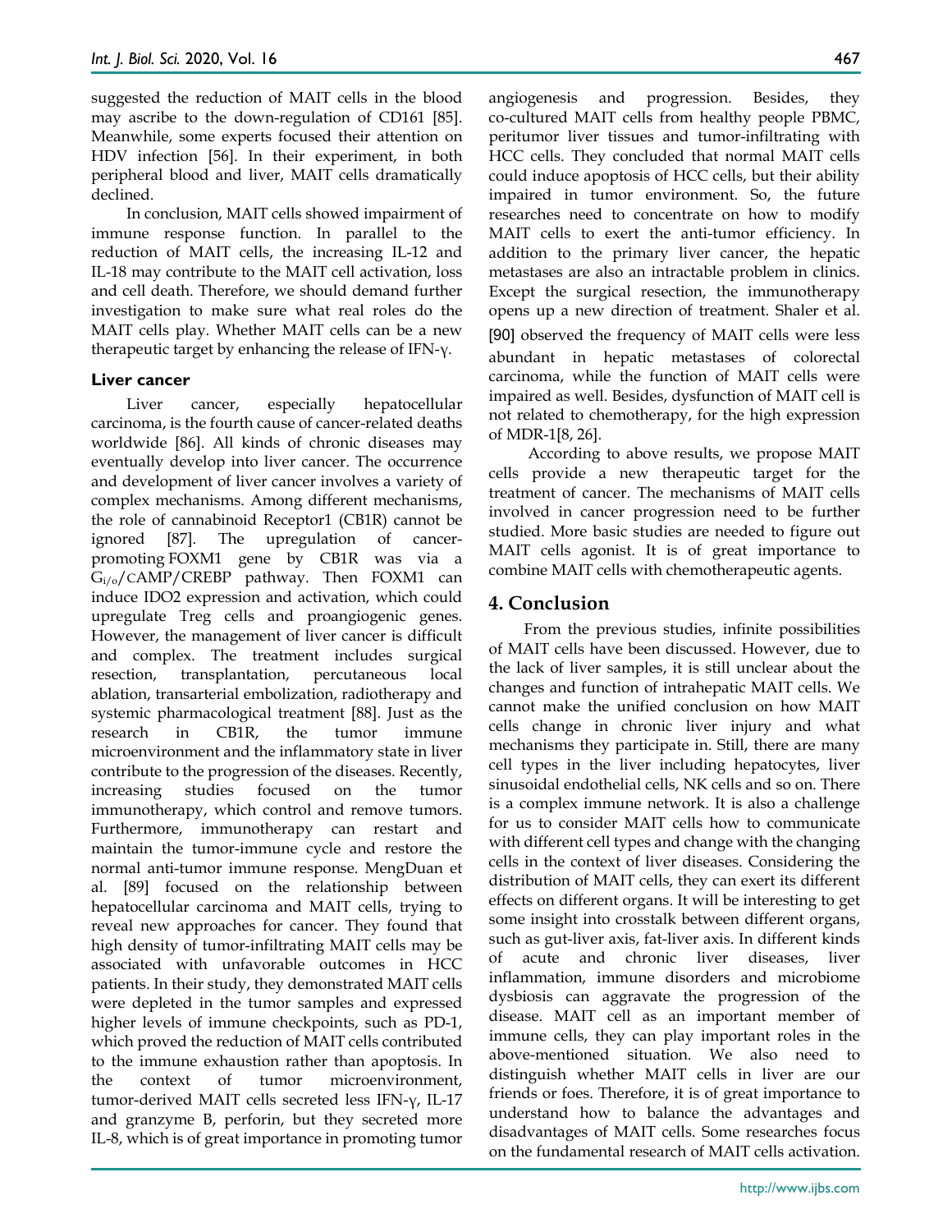suggested the reduction of MAIT cells in the blood may ascribe to the down-regulation of CD161 [85]. Meanwhile, some experts focused their attention on HDV infection [56]. In their experiment, in both peripheral blood and liver, MAIT cells dramatically declined.

In conclusion, MAIT cells showed impairment of immune response function. In parallel to the reduction of MAIT cells, the increasing IL-12 and IL-18 may contribute to the MAIT cell activation, loss and cell death. Therefore, we should demand further investigation to make sure what real roles do the MAIT cells play. Whether MAIT cells can be a new therapeutic target by enhancing the release of IFN-γ.

### Liver cancer

Liver cancer, especially hepatocellular carcinoma, is the fourth cause of cancer-related deaths worldwide [86]. All kinds of chronic diseases may eventually develop into liver cancer. The occurrence and development of liver cancer involves a variety of complex mechanisms. Among different mechanisms, the role of cannabinoid Receptor1 (CB1R) cannot be ignored [87]. The upregulation of cancer-promoting FOXM1 gene by CB1R was via a $G_{i/o}$/CAMP/CREBP pathway. Then FOXM1 can induce IDO2 expression and activation, which could upregulate Treg cells and proangiogenic genes. However, the management of liver cancer is difficult and complex. The treatment includes surgical resection, transplantation, percutaneous local ablation, transarterial embolization, radiotherapy and systemic pharmacological treatment [88]. Just as the research in CB1R, the tumor immune microenvironment and the inflammatory state in liver contribute to the progression of the diseases. Recently, increasing studies focused on the tumor immunotherapy, which control and remove tumors. Furthermore, immunotherapy can restart and maintain the tumor-immune cycle and restore the normal anti-tumor immune response. MengDuan et al. [89] focused on the relationship between hepatocellular carcinoma and MAIT cells, trying to reveal new approaches for cancer. They found that high density of tumor-infiltrating MAIT cells may be associated with unfavorable outcomes in HCC patients. In their study, they demonstrated MAIT cells were depleted in the tumor samples and expressed higher levels of immune checkpoints, such as PD-1, which proved the reduction of MAIT cells contributed to the immune exhaustion rather than apoptosis. In the context of tumor microenvironment, tumor-derived MAIT cells secreted less IFN-γ, IL-17 and granzyme B, perforin, but they secreted more IL-8, which is of great importance in promoting tumor angiogenesis and progression. Besides, they co-cultured MAIT cells from healthy people PBMC, peritumor liver tissues and tumor-infiltrating with HCC cells. They concluded that normal MAIT cells could induce apoptosis of HCC cells, but their ability impaired in tumor environment. So, the future researches need to concentrate on how to modify MAIT cells to exert the anti-tumor efficiency. In addition to the primary liver cancer, the hepatic metastases are also an intractable problem in clinics. Except the surgical resection, the immunotherapy opens up a new direction of treatment. Shaler et al. [90] observed the frequency of MAIT cells were less abundant in hepatic metastases of colorectal carcinoma, while the function of MAIT cells were impaired as well. Besides, dysfunction of MAIT cell is not related to chemotherapy, for the high expression of MDR-1[8, 26].

According to above results, we propose MAIT cells provide a new therapeutic target for the treatment of cancer. The mechanisms of MAIT cells involved in cancer progression need to be further studied. More basic studies are needed to figure out MAIT cells agonist. It is of great importance to combine MAIT cells with chemotherapeutic agents.

## 4. Conclusion

From the previous studies, infinite possibilities of MAIT cells have been discussed. However, due to the lack of liver samples, it is still unclear about the changes and function of intrahepatic MAIT cells. We cannot make the unified conclusion on how MAIT cells change in chronic liver injury and what mechanisms they participate in. Still, there are many cell types in the liver including hepatocytes, liver sinusoidal endothelial cells, NK cells and so on. There is a complex immune network. It is also a challenge for us to consider MAIT cells how to communicate with different cell types and change with the changing cells in the context of liver diseases. Considering the distribution of MAIT cells, they can exert its different effects on different organs. It will be interesting to get some insight into crosstalk between different organs, such as gut-liver axis, fat-liver axis. In different kinds of acute and chronic liver diseases, liver inflammation, immune disorders and microbiome dysbiosis can aggravate the progression of the disease. MAIT cell as an important member of immune cells, they can play important roles in the above-mentioned situation. We also need to distinguish whether MAIT cells in liver are our friends or foes. Therefore, it is of great importance to understand how to balance the advantages and disadvantages of MAIT cells. Some researches focus on the fundamental research of MAIT cells activation.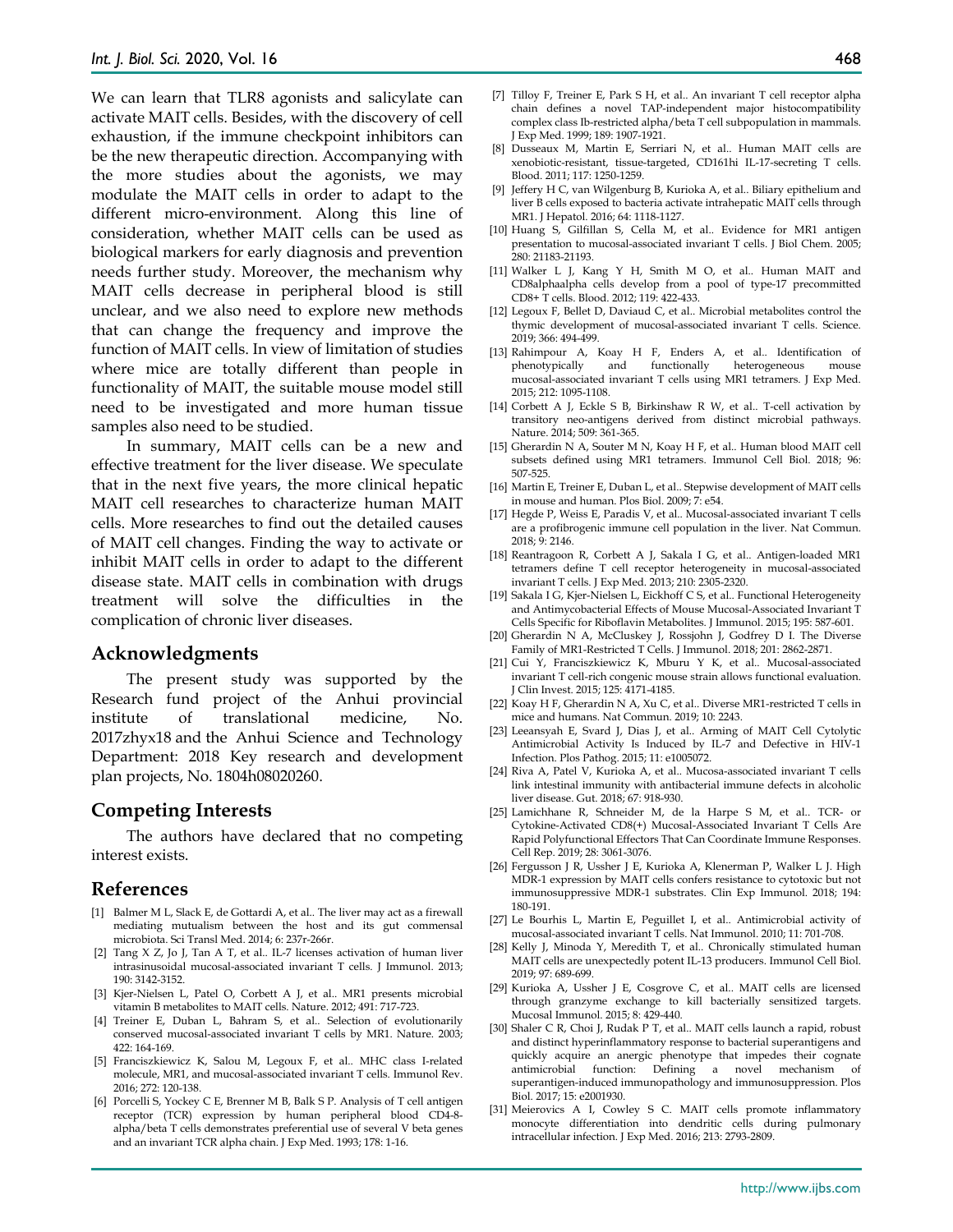We can learn that TLR8 agonists and salicylate can activate MAIT cells. Besides, with the discovery of cell exhaustion, if the immune checkpoint inhibitors can be the new therapeutic direction. Accompanying with the more studies about the agonists, we may modulate the MAIT cells in order to adapt to the different micro-environment. Along this line of consideration, whether MAIT cells can be used as biological markers for early diagnosis and prevention needs further study. Moreover, the mechanism why MAIT cells decrease in peripheral blood is still unclear, and we also need to explore new methods that can change the frequency and improve the function of MAIT cells. In view of limitation of studies where mice are totally different than people in functionality of MAIT, the suitable mouse model still need to be investigated and more human tissue samples also need to be studied.

In summary, MAIT cells can be a new and effective treatment for the liver disease. We speculate that in the next five years, the more clinical hepatic MAIT cell researches to characterize human MAIT cells. More researches to find out the detailed causes of MAIT cell changes. Finding the way to activate or inhibit MAIT cells in order to adapt to the different disease state. MAIT cells in combination with drugs treatment will solve the difficulties in the complication of chronic liver diseases.

## Acknowledgments

The present study was supported by the Research fund project of the Anhui provincial institute of translational medicine, No. 2017zhyx18 and the Anhui Science and Technology Department: 2018 Key research and development plan projects, No. 1804h08020260.

## Competing Interests

The authors have declared that no competing interest exists.

## References

[1] Balmer M L, Slack E, de Gottardi A, et al.. The liver may act as a firewall mediating mutualism between the host and its gut commensal microbiota. Sci Transl Med. 2014; 6: 237r-266r.

[2] Tang X Z, Jo J, Tan A T, et al.. IL-7 licenses activation of human liver intrasinusoidal mucosal-associated invariant T cells. J Immunol. 2013; 190: 3142-3152.

[3] Kjer-Nielsen L, Patel O, Corbett A J, et al.. MR1 presents microbial vitamin B metabolites to MAIT cells. Nature. 2012; 491: 717-723.

[4] Treiner E, Duban L, Bahram S, et al.. Selection of evolutionarily conserved mucosal-associated invariant T cells by MR1. Nature. 2003; 422: 164-169.

[5] Franciszkiewicz K, Salou M, Legoux F, et al.. MHC class I-related molecule, MR1, and mucosal-associated invariant T cells. Immunol Rev. 2016; 272: 120-138.

[6] Porcelli S, Yockey C E, Brenner M B, Balk S P. Analysis of T cell antigen receptor (TCR) expression by human peripheral blood CD4-8-alpha/beta T cells demonstrates preferential use of several V beta genes and an invariant TCR alpha chain. J Exp Med. 1993; 178: 1-16.

[7] Tilloy F, Treiner E, Park S H, et al.. An invariant T cell receptor alpha chain defines a novel TAP-independent major histocompatibility complex class Ib-restricted alpha/beta T cell subpopulation in mammals. J Exp Med. 1999; 189: 1907-1921.

[8] Dusseaux M, Martin E, Serriari N, et al.. Human MAIT cells are xenobiotic-resistant, tissue-targeted, CD161hi IL-17-secreting T cells. Blood. 2011; 117: 1250-1259.

[9] Jeffery H C, van Wilgenburg B, Kurioka A, et al.. Biliary epithelium and liver B cells exposed to bacteria activate intrahepatic MAIT cells through MR1. J Hepatol. 2016; 64: 1118-1127.

[10] Huang S, Gilfillan S, Cella M, et al.. Evidence for MR1 antigen presentation to mucosal-associated invariant T cells. J Biol Chem. 2005; 280: 21183-21193.

[11] Walker L J, Kang Y H, Smith M O, et al.. Human MAIT and CD8alphaalpha cells develop from a pool of type-17 precommitted CD8+ T cells. Blood. 2012; 119: 422-433.

[12] Legoux F, Bellet D, Daviaud C, et al.. Microbial metabolites control the thymic development of mucosal-associated invariant T cells. Science. 2019; 366: 494-499.

[13] Rahimpour A, Koay H F, Enders A, et al.. Identification of phenotypically and functionally heterogeneous mouse mucosal-associated invariant T cells using MR1 tetramers. J Exp Med. 2015; 212: 1095-1108.

[14] Corbett A J, Eckle S B, Birkinshaw R W, et al.. T-cell activation by transitory neo-antigens derived from distinct microbial pathways. Nature. 2014; 509: 361-365.

[15] Gherardin N A, Souter M N, Koay H F, et al.. Human blood MAIT cell subsets defined using MR1 tetramers. Immunol Cell Biol. 2018; 96: 507-525.

[16] Martin E, Treiner E, Duban L, et al.. Stepwise development of MAIT cells in mouse and human. Plos Biol. 2009; 7: e54.

[17] Hegde P, Weiss E, Paradis V, et al.. Mucosal-associated invariant T cells are a profibrogenic immune cell population in the liver. Nat Commun. 2018; 9: 2146.

[18] Reantragoon R, Corbett A J, Sakala I G, et al.. Antigen-loaded MR1 tetramers define T cell receptor heterogeneity in mucosal-associated invariant T cells. J Exp Med. 2013; 210: 2305-2320.

[19] Sakala I G, Kjer-Nielsen L, Eickhoff C S, et al.. Functional Heterogeneity and Antimycobacterial Effects of Mouse Mucosal-Associated Invariant T Cells Specific for Riboflavin Metabolites. J Immunol. 2015; 195: 587-601.

[20] Gherardin N A, McCluskey J, Rossjohn J, Godfrey D I. The Diverse Family of MR1-Restricted T Cells. J Immunol. 2018; 201: 2862-2871.

[21] Cui Y, Franciszkiewicz K, Mburu Y K, et al.. Mucosal-associated invariant T cell-rich congenic mouse strain allows functional evaluation. J Clin Invest. 2015; 125: 4171-4185.

[22] Koay H F, Gherardin N A, Xu C, et al.. Diverse MR1-restricted T cells in mice and humans. Nat Commun. 2019; 10: 2243.

[23] Leeansyah E, Svard J, Dias J, et al.. Arming of MAIT Cell Cytolytic Antimicrobial Activity Is Induced by IL-7 and Defective in HIV-1 Infection. Plos Pathog. 2015; 11: e1005072.

[24] Riva A, Patel V, Kurioka A, et al.. Mucosa-associated invariant T cells link intestinal immunity with antibacterial immune defects in alcoholic liver disease. Gut. 2018; 67: 918-930.

[25] Lamichhane R, Schneider M, de la Harpe S M, et al.. TCR- or Cytokine-Activated CD8(+) Mucosal-Associated Invariant T Cells Are Rapid Polyfunctional Effectors That Can Coordinate Immune Responses. Cell Rep. 2019; 28: 3061-3076.

[26] Fergusson J R, Ussher J E, Kurioka A, Klenerman P, Walker L J. High MDR-1 expression by MAIT cells confers resistance to cytotoxic but not immunosuppressive MDR-1 substrates. Clin Exp Immunol. 2018; 194: 180-191.

[27] Le Bourhis L, Martin E, Peguillet I, et al.. Antimicrobial activity of mucosal-associated invariant T cells. Nat Immunol. 2010; 11: 701-708.

[28] Kelly J, Minoda Y, Meredith T, et al.. Chronically stimulated human MAIT cells are unexpectedly potent IL-13 producers. Immunol Cell Biol. 2019; 97: 689-699.

[29] Kurioka A, Ussher J E, Cosgrove C, et al.. MAIT cells are licensed through granzyme exchange to kill bacterially sensitized targets. Mucosal Immunol. 2015; 8: 429-440.

[30] Shaler C R, Choi J, Rudak P T, et al.. MAIT cells launch a rapid, robust and distinct hyperinflammatory response to bacterial superantigens and quickly acquire an anergic phenotype that impedes their cognate antimicrobial function: Defining a novel mechanism of superantigen-induced immunopathology and immunosuppression. Plos Biol. 2017; 15: e2001930.

[31] Meierovics A I, Cowley S C. MAIT cells promote inflammatory monocyte differentiation into dendritic cells during pulmonary intracellular infection. J Exp Med. 2016; 213: 2793-2809.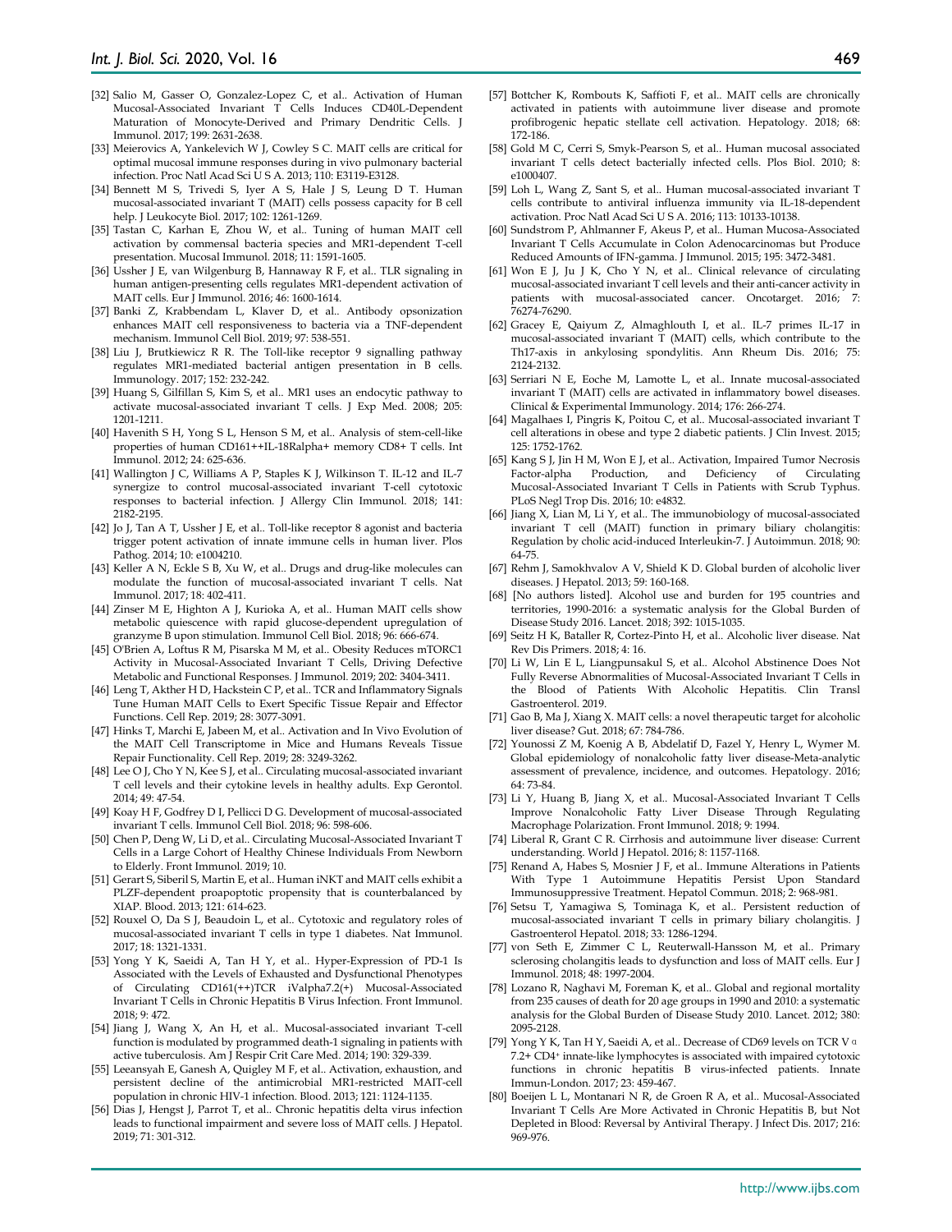[32] Salio M, Gasser O, Gonzalez-Lopez C, et al.. Activation of Human Mucosal-Associated Invariant T Cells Induces CD40L-Dependent Maturation of Monocyte-Derived and Primary Dendritic Cells. J Immunol. 2017; 199: 2631-2638.

[33] Meierovics A, Yankelevich W J, Cowley S C. MAIT cells are critical for optimal mucosal immune responses during in vivo pulmonary bacterial infection. Proc Natl Acad Sci U S A. 2013; 110: E3119-E3128.

[34] Bennett M S, Trivedi S, Iyer A S, Hale J S, Leung D T. Human mucosal-associated invariant T (MAIT) cells possess capacity for B cell help. J Leukocyte Biol. 2017; 102: 1261-1269.

[35] Tastan C, Karhan E, Zhou W, et al.. Tuning of human MAIT cell activation by commensal bacteria species and MR1-dependent T-cell presentation. Mucosal Immunol. 2018; 11: 1591-1605.

[36] Ussher J E, van Wilgenburg B, Hannaway R F, et al.. TLR signaling in human antigen-presenting cells regulates MR1-dependent activation of MAIT cells. Eur J Immunol. 2016; 46: 1600-1614.

[37] Banki Z, Krabbendam L, Klaver D, et al.. Antibody opsonization enhances MAIT cell responsiveness to bacteria via a TNF-dependent mechanism. Immunol Cell Biol. 2019; 97: 538-551.

[38] Liu J, Brutkiewicz R R. The Toll-like receptor 9 signalling pathway regulates MR1-mediated bacterial antigen presentation in B cells. Immunology. 2017; 152: 232-242.

[39] Huang S, Gilfillan S, Kim S, et al.. MR1 uses an endocytic pathway to activate mucosal-associated invariant T cells. J Exp Med. 2008; 205: 1201-1211.

[40] Havenith S H, Yong S L, Henson S M, et al.. Analysis of stem-cell-like properties of human CD161++IL-18Ralpha+ memory CD8+ T cells. Int Immunol. 2012; 24: 625-636.

[41] Wallington J C, Williams A P, Staples K J, Wilkinson T. IL-12 and IL-7 synergize to control mucosal-associated invariant T-cell cytotoxic responses to bacterial infection. J Allergy Clin Immunol. 2018; 141: 2182-2195.

[42] Jo J, Tan A T, Ussher J E, et al.. Toll-like receptor 8 agonist and bacteria trigger potent activation of innate immune cells in human liver. Plos Pathog. 2014; 10: e1004210.

[43] Keller A N, Eckle S B, Xu W, et al.. Drugs and drug-like molecules can modulate the function of mucosal-associated invariant T cells. Nat Immunol. 2017; 18: 402-411.

[44] Zinser M E, Highton A J, Kurioka A, et al.. Human MAIT cells show metabolic quiescence with rapid glucose-dependent upregulation of granzyme B upon stimulation. Immunol Cell Biol. 2018; 96: 666-674.

[45] O'Brien A, Loftus R M, Pisarska M M, et al.. Obesity Reduces mTORC1 Activity in Mucosal-Associated Invariant T Cells, Driving Defective Metabolic and Functional Responses. J Immunol. 2019; 202: 3404-3411.

[46] Leng T, Akther H D, Hackstein C P, et al.. TCR and Inflammatory Signals Tune Human MAIT Cells to Exert Specific Tissue Repair and Effector Functions. Cell Rep. 2019; 28: 3077-3091.

[47] Hinks T, Marchi E, Jabeen M, et al.. Activation and In Vivo Evolution of the MAIT Cell Transcriptome in Mice and Humans Reveals Tissue Repair Functionality. Cell Rep. 2019; 28: 3249-3262.

[48] Lee O J, Cho Y N, Kee S J, et al.. Circulating mucosal-associated invariant T cell levels and their cytokine levels in healthy adults. Exp Gerontol. 2014; 49: 47-54.

[49] Koay H F, Godfrey D I, Pellicci D G. Development of mucosal-associated invariant T cells. Immunol Cell Biol. 2018; 96: 598-606.

[50] Chen P, Deng W, Li D, et al.. Circulating Mucosal-Associated Invariant T Cells in a Large Cohort of Healthy Chinese Individuals From Newborn to Elderly. Front Immunol. 2019; 10.

[51] Gerart S, Siberil S, Martin E, et al.. Human iNKT and MAIT cells exhibit a PLZF-dependent proapoptotic propensity that is counterbalanced by XIAP. Blood. 2013; 121: 614-623.

[52] Rouxel O, Da S J, Beaudoin L, et al.. Cytotoxic and regulatory roles of mucosal-associated invariant T cells in type 1 diabetes. Nat Immunol. 2017; 18: 1321-1331.

[53] Yong Y K, Saeidi A, Tan H Y, et al.. Hyper-Expression of PD-1 Is Associated with the Levels of Exhausted and Dysfunctional Phenotypes of Circulating CD161(++)TCR iValpha7.2(+) Mucosal-Associated Invariant T Cells in Chronic Hepatitis B Virus Infection. Front Immunol. 2018; 9: 472.

[54] Jiang J, Wang X, An H, et al.. Mucosal-associated invariant T-cell function is modulated by programmed death-1 signaling in patients with active tuberculosis. Am J Respir Crit Care Med. 2014; 190: 329-339.

[55] Leeansyah E, Ganesh A, Quigley M F, et al.. Activation, exhaustion, and persistent decline of the antimicrobial MR1-restricted MAIT-cell population in chronic HIV-1 infection. Blood. 2013; 121: 1124-1135.

[56] Dias J, Hengst J, Parrot T, et al.. Chronic hepatitis delta virus infection leads to functional impairment and severe loss of MAIT cells. J Hepatol. 2019; 71: 301-312.

[57] Bottcher K, Rombouts K, Saffioti F, et al.. MAIT cells are chronically activated in patients with autoimmune liver disease and promote profibrogenic hepatic stellate cell activation. Hepatology. 2018; 68: 172-186.

[58] Gold M C, Cerri S, Smyk-Pearson S, et al.. Human mucosal associated invariant T cells detect bacterially infected cells. Plos Biol. 2010; 8: e1000407.

[59] Loh L, Wang Z, Sant S, et al.. Human mucosal-associated invariant T cells contribute to antiviral influenza immunity via IL-18-dependent activation. Proc Natl Acad Sci U S A. 2016; 113: 10133-10138.

[60] Sundstrom P, Ahlmanner F, Akeus P, et al.. Human Mucosa-Associated Invariant T Cells Accumulate in Colon Adenocarcinomas but Produce Reduced Amounts of IFN-gamma. J Immunol. 2015; 195: 3472-3481.

[61] Won E J, Ju J K, Cho Y N, et al.. Clinical relevance of circulating mucosal-associated invariant T cell levels and their anti-cancer activity in patients with mucosal-associated cancer. Oncotarget. 2016; 7: 76274-76290.

[62] Gracey E, Qaiyum Z, Almaghlouth I, et al.. IL-7 primes IL-17 in mucosal-associated invariant T (MAIT) cells, which contribute to the Th17-axis in ankylosing spondylitis. Ann Rheum Dis. 2016; 75: 2124-2132.

[63] Serriari N E, Eoche M, Lamotte L, et al.. Innate mucosal-associated invariant T (MAIT) cells are activated in inflammatory bowel diseases. Clinical & Experimental Immunology. 2014; 176: 266-274.

[64] Magalhaes I, Pingris K, Poitou C, et al.. Mucosal-associated invariant T cell alterations in obese and type 2 diabetic patients. J Clin Invest. 2015; 125: 1752-1762.

[65] Kang S J, Jin H M, Won E J, et al.. Activation, Impaired Tumor Necrosis Factor-alpha Production, and Deficiency of Circulating Mucosal-Associated Invariant T Cells in Patients with Scrub Typhus. PLoS Negl Trop Dis. 2016; 10: e4832.

[66] Jiang X, Lian M, Li Y, et al.. The immunobiology of mucosal-associated invariant T cell (MAIT) function in primary biliary cholangitis: Regulation by cholic acid-induced Interleukin-7. J Autoimmun. 2018; 90: 64-75.

[67] Rehm J, Samokhvalov A V, Shield K D. Global burden of alcoholic liver diseases. J Hepatol. 2013; 59: 160-168.

[68] [No authors listed]. Alcohol use and burden for 195 countries and territories, 1990-2016: a systematic analysis for the Global Burden of Disease Study 2016. Lancet. 2018; 392: 1015-1035.

[69] Seitz H K, Bataller R, Cortez-Pinto H, et al.. Alcoholic liver disease. Nat Rev Dis Primers. 2018; 4: 16.

[70] Li W, Lin E L, Liangpunsakul S, et al.. Alcohol Abstinence Does Not Fully Reverse Abnormalities of Mucosal-Associated Invariant T Cells in the Blood of Patients With Alcoholic Hepatitis. Clin Transl Gastroenterol. 2019.

[71] Gao B, Ma J, Xiang X. MAIT cells: a novel therapeutic target for alcoholic liver disease? Gut. 2018; 67: 784-786.

[72] Younossi Z M, Koenig A B, Abdelatif D, Fazel Y, Henry L, Wymer M. Global epidemiology of nonalcoholic fatty liver disease-Meta-analytic assessment of prevalence, incidence, and outcomes. Hepatology. 2016; 64: 73-84.

[73] Li Y, Huang B, Jiang X, et al.. Mucosal-Associated Invariant T Cells Improve Nonalcoholic Fatty Liver Disease Through Regulating Macrophage Polarization. Front Immunol. 2018; 9: 1994.

[74] Liberal R, Grant C R. Cirrhosis and autoimmune liver disease: Current understanding. World J Hepatol. 2016; 8: 1157-1168.

[75] Renand A, Habes S, Mosnier J F, et al.. Immune Alterations in Patients With Type 1 Autoimmune Hepatitis Persist Upon Standard Immunosuppressive Treatment. Hepatol Commun. 2018; 2: 968-981.

[76] Setsu T, Yamagiwa S, Tominaga K, et al.. Persistent reduction of mucosal-associated invariant T cells in primary biliary cholangitis. J Gastroenterol Hepatol. 2018; 33: 1286-1294.

[77] von Seth E, Zimmer C L, Reuterwall-Hansson M, et al.. Primary sclerosing cholangitis leads to dysfunction and loss of MAIT cells. Eur J Immunol. 2018; 48: 1997-2004.

[78] Lozano R, Naghavi M, Foreman K, et al.. Global and regional mortality from 235 causes of death for 20 age groups in 1990 and 2010: a systematic analysis for the Global Burden of Disease Study 2010. Lancet. 2012; 380: 2095-2128.

[79] Yong Y K, Tan H Y, Saeidi A, et al.. Decrease of CD69 levels on TCR Vα 7.2+ CD4+ innate-like lymphocytes is associated with impaired cytotoxic functions in chronic hepatitis B virus-infected patients. Innate Immun-London. 2017; 23: 459-467.

[80] Boeijen L L, Montanari N R, de Groen R A, et al.. Mucosal-Associated Invariant T Cells Are More Activated in Chronic Hepatitis B, but Not Depleted in Blood: Reversal by Antiviral Therapy. J Infect Dis. 2017; 216: 969-976.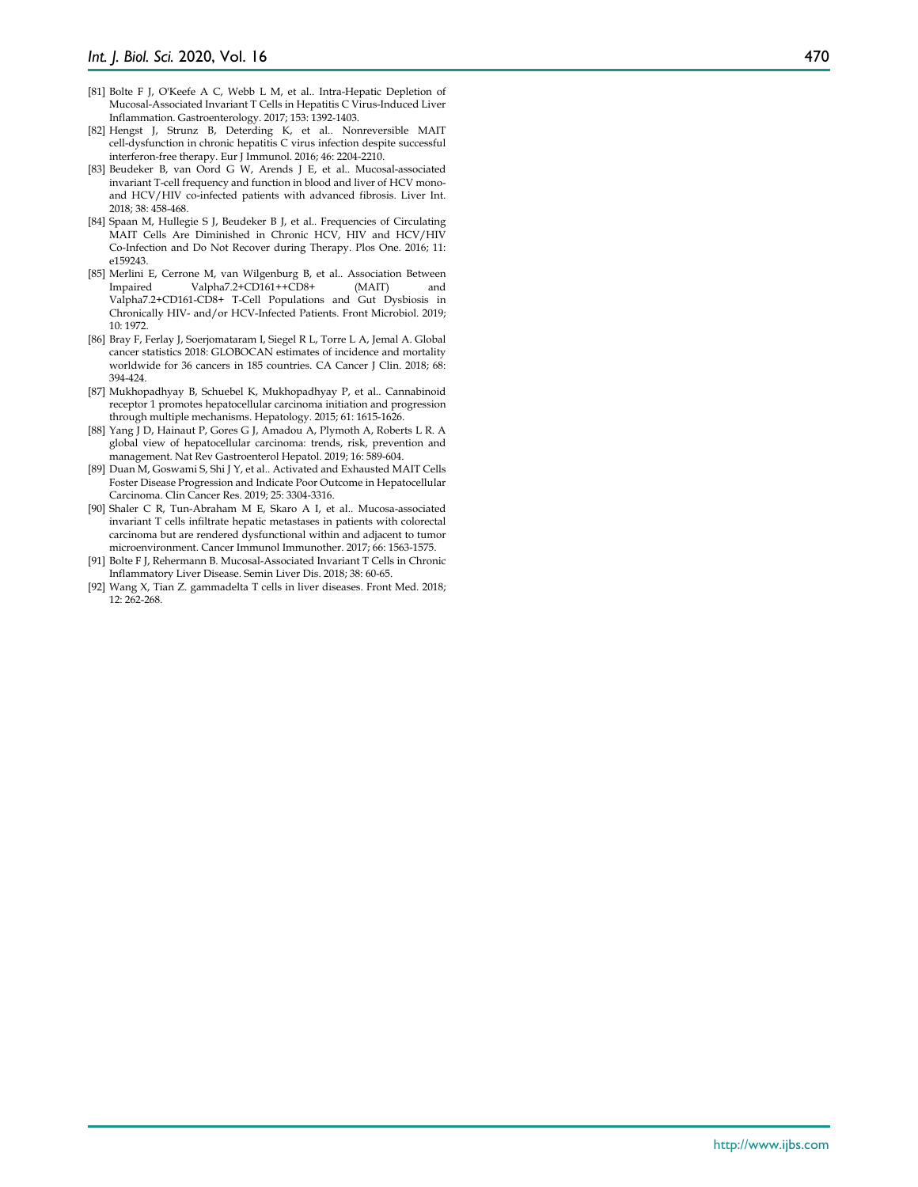[81] Bolte F J, O'Keefe A C, Webb L M, et al.. Intra-Hepatic Depletion of Mucosal-Associated Invariant T Cells in Hepatitis C Virus-Induced Liver Inflammation. Gastroenterology. 2017; 153: 1392-1403.

[82] Hengst J, Strunz B, Deterding K, et al.. Nonreversible MAIT cell-dysfunction in chronic hepatitis C virus infection despite successful interferon-free therapy. Eur J Immunol. 2016; 46: 2204-2210.

[83] Beudeker B, van Oord G W, Arends J E, et al.. Mucosal-associated invariant T-cell frequency and function in blood and liver of HCV mono- and HCV/HIV co-infected patients with advanced fibrosis. Liver Int. 2018; 38: 458-468.

[84] Spaan M, Hullegie S J, Beudeker B J, et al.. Frequencies of Circulating MAIT Cells Are Diminished in Chronic HCV, HIV and HCV/HIV Co-Infection and Do Not Recover during Therapy. Plos One. 2016; 11: e159243.

[85] Merlini E, Cerrone M, van Wilgenburg B, et al.. Association Between Impaired Valpha7.2+CD161++CD8+ (MAIT) and Valpha7.2+CD161-CD8+ T-Cell Populations and Gut Dysbiosis in Chronically HIV- and/or HCV-Infected Patients. Front Microbiol. 2019; 10: 1972.

[86] Bray F, Ferlay J, Soerjomataram I, Siegel R L, Torre L A, Jemal A. Global cancer statistics 2018: GLOBOCAN estimates of incidence and mortality worldwide for 36 cancers in 185 countries. CA Cancer J Clin. 2018; 68: 394-424.

[87] Mukhopadhyay B, Schuebel K, Mukhopadhyay P, et al.. Cannabinoid receptor 1 promotes hepatocellular carcinoma initiation and progression through multiple mechanisms. Hepatology. 2015; 61: 1615-1626.

[88] Yang J D, Hainaut P, Gores G J, Amadou A, Plymoth A, Roberts L R. A global view of hepatocellular carcinoma: trends, risk, prevention and management. Nat Rev Gastroenterol Hepatol. 2019; 16: 589-604.

[89] Duan M, Goswami S, Shi J Y, et al.. Activated and Exhausted MAIT Cells Foster Disease Progression and Indicate Poor Outcome in Hepatocellular Carcinoma. Clin Cancer Res. 2019; 25: 3304-3316.

[90] Shaler C R, Tun-Abraham M E, Skaro A I, et al.. Mucosa-associated invariant T cells infiltrate hepatic metastases in patients with colorectal carcinoma but are rendered dysfunctional within and adjacent to tumor microenvironment. Cancer Immunol Immunother. 2017; 66: 1563-1575.

[91] Bolte F J, Rehermann B. Mucosal-Associated Invariant T Cells in Chronic Inflammatory Liver Disease. Semin Liver Dis. 2018; 38: 60-65.

[92] Wang X, Tian Z. gammadelta T cells in liver diseases. Front Med. 2018; 12: 262-268.